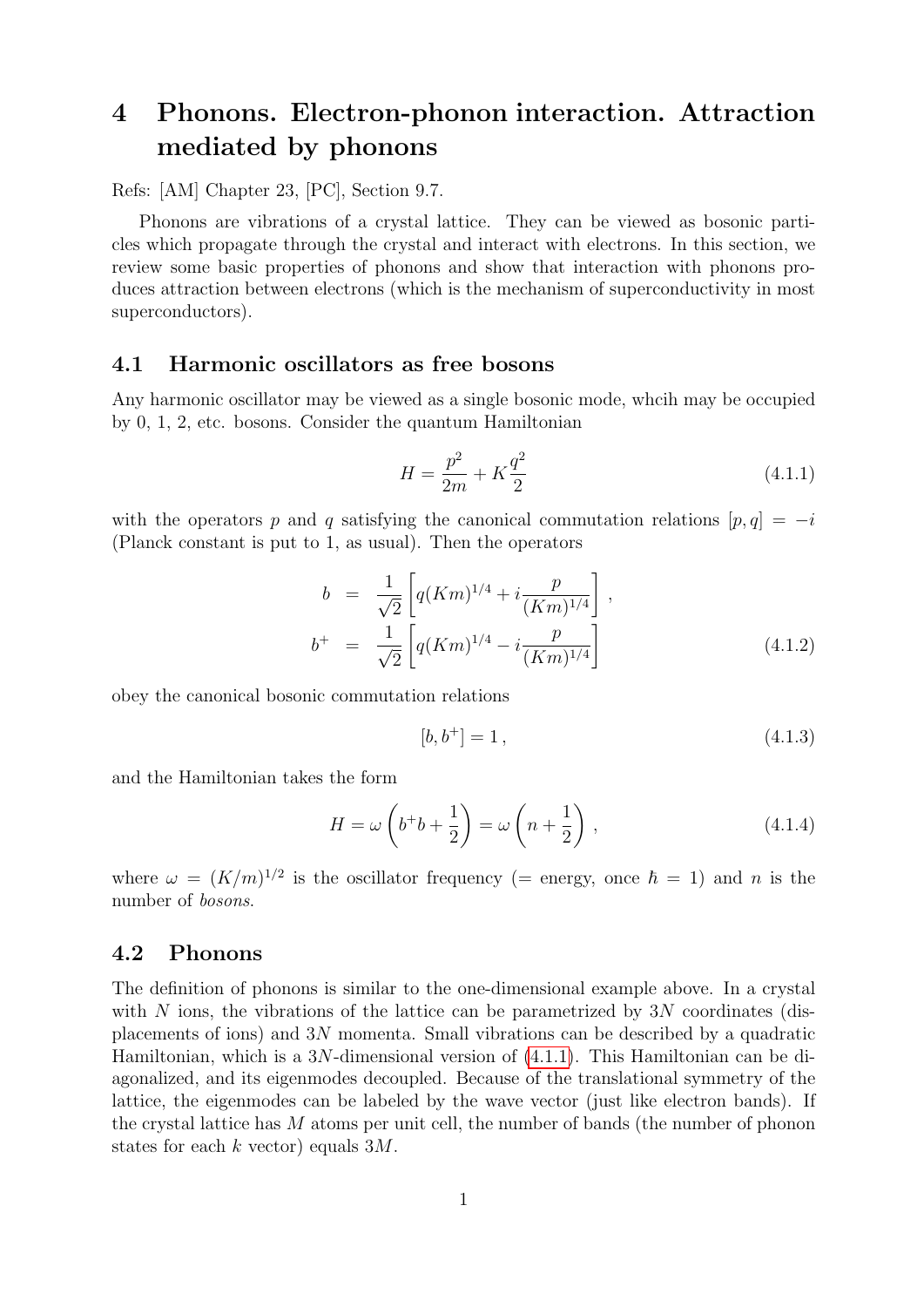# 4 Phonons. Electron-phonon interaction. Attraction mediated by phonons

Refs: [AM] Chapter 23, [PC], Section 9.7.

Phonons are vibrations of a crystal lattice. They can be viewed as bosonic particles which propagate through the crystal and interact with electrons. In this section, we review some basic properties of phonons and show that interaction with phonons produces attraction between electrons (which is the mechanism of superconductivity in most superconductors).

## 4.1 Harmonic oscillators as free bosons

Any harmonic oscillator may be viewed as a single bosonic mode, whcih may be occupied by 0, 1, 2, etc. bosons. Consider the quantum Hamiltonian

$$H = \frac{p^2}{2m} + K\frac{q^2}{2} \tag{4.1.1}$$

with the operators $p$ and $q$ satisfying the canonical commutation relations $[p, q] = -i$ (Planck constant is put to 1, as usual). Then the operators

$$\begin{aligned} b &= \frac{1}{\sqrt{2}}\left[q(Km)^{1/4} + i\frac{p}{(Km)^{1/4}}\right], \\ b^+ &= \frac{1}{\sqrt{2}}\left[q(Km)^{1/4} - i\frac{p}{(Km)^{1/4}}\right] \end{aligned} \tag{4.1.2}$$

obey the canonical bosonic commutation relations

$$[b, b^+] = 1\,, \tag{4.1.3}$$

and the Hamiltonian takes the form

$$H = \omega\left(b^+b + \frac{1}{2}\right) = \omega\left(n + \frac{1}{2}\right), \tag{4.1.4}$$

where $\omega = (K/m)^{1/2}$ is the oscillator frequency (= energy, once $\hbar = 1$) and $n$ is the number of *bosons*.

## 4.2 Phonons

The definition of phonons is similar to the one-dimensional example above. In a crystal with $N$ ions, the vibrations of the lattice can be parametrized by $3N$ coordinates (displacements of ions) and $3N$ momenta. Small vibrations can be described by a quadratic Hamiltonian, which is a $3N$-dimensional version of (4.1.1). This Hamiltonian can be diagonalized, and its eigenmodes decoupled. Because of the translational symmetry of the lattice, the eigenmodes can be labeled by the wave vector (just like electron bands). If the crystal lattice has $M$ atoms per unit cell, the number of bands (the number of phonon states for each $k$ vector) equals $3M$.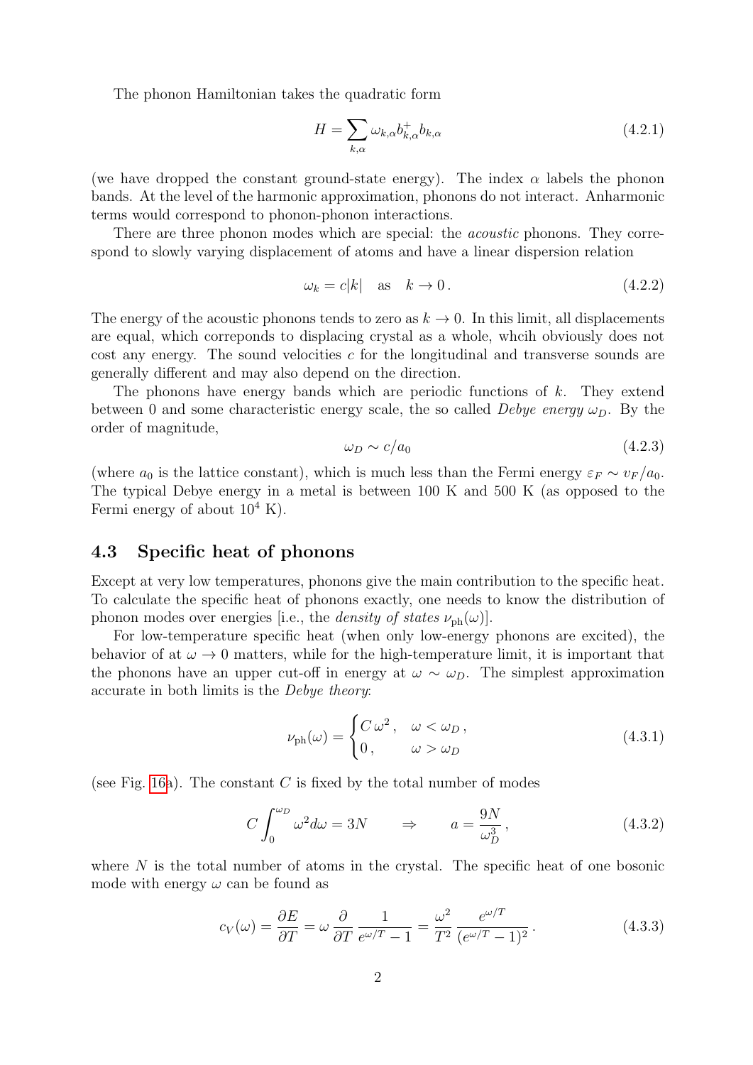The phonon Hamiltonian takes the quadratic form

$$H = \sum_{k,\alpha} \omega_{k,\alpha} b^+_{k,\alpha} b_{k,\alpha} \tag{4.2.1}$$

(we have dropped the constant ground-state energy). The index $\alpha$ labels the phonon bands. At the level of the harmonic approximation, phonons do not interact. Anharmonic terms would correspond to phonon-phonon interactions.

There are three phonon modes which are special: the *acoustic* phonons. They correspond to slowly varying displacement of atoms and have a linear dispersion relation

$$\omega_k = c|k| \quad \text{as} \quad k \to 0 \, . \tag{4.2.2}$$

The energy of the acoustic phonons tends to zero as $k \to 0$. In this limit, all displacements are equal, which correponds to displacing crystal as a whole, whcih obviously does not cost any energy. The sound velocities $c$ for the longitudinal and transverse sounds are generally different and may also depend on the direction.

The phonons have energy bands which are periodic functions of $k$. They extend between 0 and some characteristic energy scale, the so called *Debye energy* $\omega_D$. By the order of magnitude,

$$\omega_D \sim c/a_0 \tag{4.2.3}$$

(where $a_0$ is the lattice constant), which is much less than the Fermi energy $\varepsilon_F \sim v_F/a_0$. The typical Debye energy in a metal is between 100 K and 500 K (as opposed to the Fermi energy of about $10^4$ K).

## 4.3 Specific heat of phonons

Except at very low temperatures, phonons give the main contribution to the specific heat. To calculate the specific heat of phonons exactly, one needs to know the distribution of phonon modes over energies [i.e., the *density of states* $\nu_{\rm ph}(\omega)$].

For low-temperature specific heat (when only low-energy phonons are excited), the behavior of at $\omega \to 0$ matters, while for the high-temperature limit, it is important that the phonons have an upper cut-off in energy at $\omega \sim \omega_D$. The simplest approximation accurate in both limits is the *Debye theory*:

$$\nu_{\rm ph}(\omega) = \begin{cases} C\,\omega^2 \, , & \omega < \omega_D \, , \\ 0 \, , & \omega > \omega_D \end{cases} \tag{4.3.1}$$

(see Fig. 16a). The constant $C$ is fixed by the total number of modes

$$C \int_0^{\omega_D} \omega^2 d\omega = 3N \qquad \Rightarrow \qquad a = \frac{9N}{\omega_D^3} \, , \tag{4.3.2}$$

where $N$ is the total number of atoms in the crystal. The specific heat of one bosonic mode with energy $\omega$ can be found as

$$c_V(\omega) = \frac{\partial E}{\partial T} = \omega \frac{\partial}{\partial T} \frac{1}{e^{\omega/T} - 1} = \frac{\omega^2}{T^2} \frac{e^{\omega/T}}{(e^{\omega/T} - 1)^2} \, . \tag{4.3.3}$$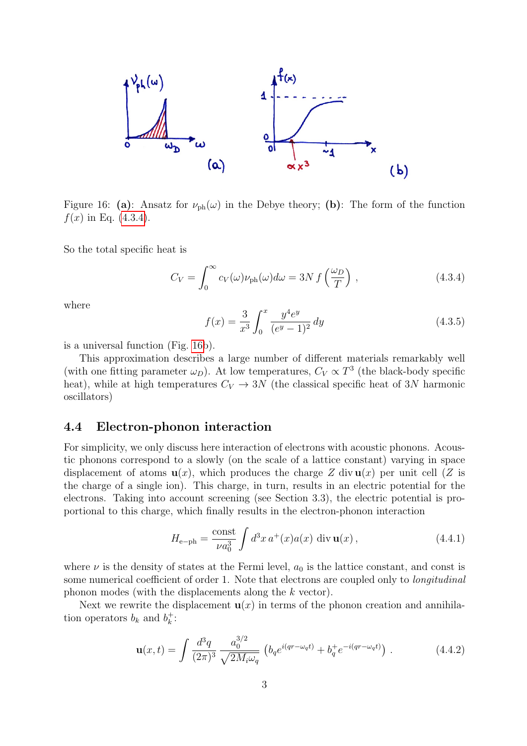$\nu_{ph}(\omega)$

0

$\omega_D$

$\omega$

(a)

$f(x)$

1

0

0

$\sim 1$

$x$

$\propto x^3$

(b)

Figure 16: **(a)**: Ansatz for $\nu_{\text{ph}}(\omega)$ in the Debye theory; **(b)**: The form of the function $f(x)$ in Eq. (4.3.4).

So the total specific heat is

$$C_V = \int_0^\infty c_V(\omega)\nu_{\text{ph}}(\omega) d\omega = 3N\, f\left(\frac{\omega_D}{T}\right) , \tag{4.3.4}$$

where

$$f(x) = \frac{3}{x^3} \int_0^x \frac{y^4 e^y}{(e^y - 1)^2}\, dy \tag{4.3.5}$$

is a universal function (Fig. 16b).

This approximation describes a large number of different materials remarkably well (with one fitting parameter $\omega_D$). At low temperatures, $C_V \propto T^3$ (the black-body specific heat), while at high temperatures $C_V \to 3N$ (the classical specific heat of $3N$ harmonic oscillators)

## 4.4 Electron-phonon interaction

For simplicity, we only discuss here interaction of electrons with acoustic phonons. Acoustic phonons correspond to a slowly (on the scale of a lattice constant) varying in space displacement of atoms $\mathbf{u}(x)$, which produces the charge $Z$ div $\mathbf{u}(x)$ per unit cell ($Z$ is the charge of a single ion). This charge, in turn, results in an electric potential for the electrons. Taking into account screening (see Section 3.3), the electric potential is proportional to this charge, which finally results in the electron-phonon interaction

$$H_{\text{e-ph}} = \frac{\text{const}}{\nu a_0^3} \int d^3x\, a^+(x) a(x)\, \text{div}\, \mathbf{u}(x) \,, \tag{4.4.1}$$

where $\nu$ is the density of states at the Fermi level, $a_0$ is the lattice constant, and const is some numerical coefficient of order 1. Note that electrons are coupled only to *longitudinal* phonon modes (with the displacements along the $k$ vector).

Next we rewrite the displacement $\mathbf{u}(x)$ in terms of the phonon creation and annihilation operators $b_k$ and $b_k^+$:

$$\mathbf{u}(x,t) = \int \frac{d^3q}{(2\pi)^3} \frac{a_0^{3/2}}{\sqrt{2M_i \omega_q}} \left( b_q e^{i(qr - \omega_q t)} + b_q^+ e^{-i(qr-\omega_q t)} \right) . \tag{4.4.2}$$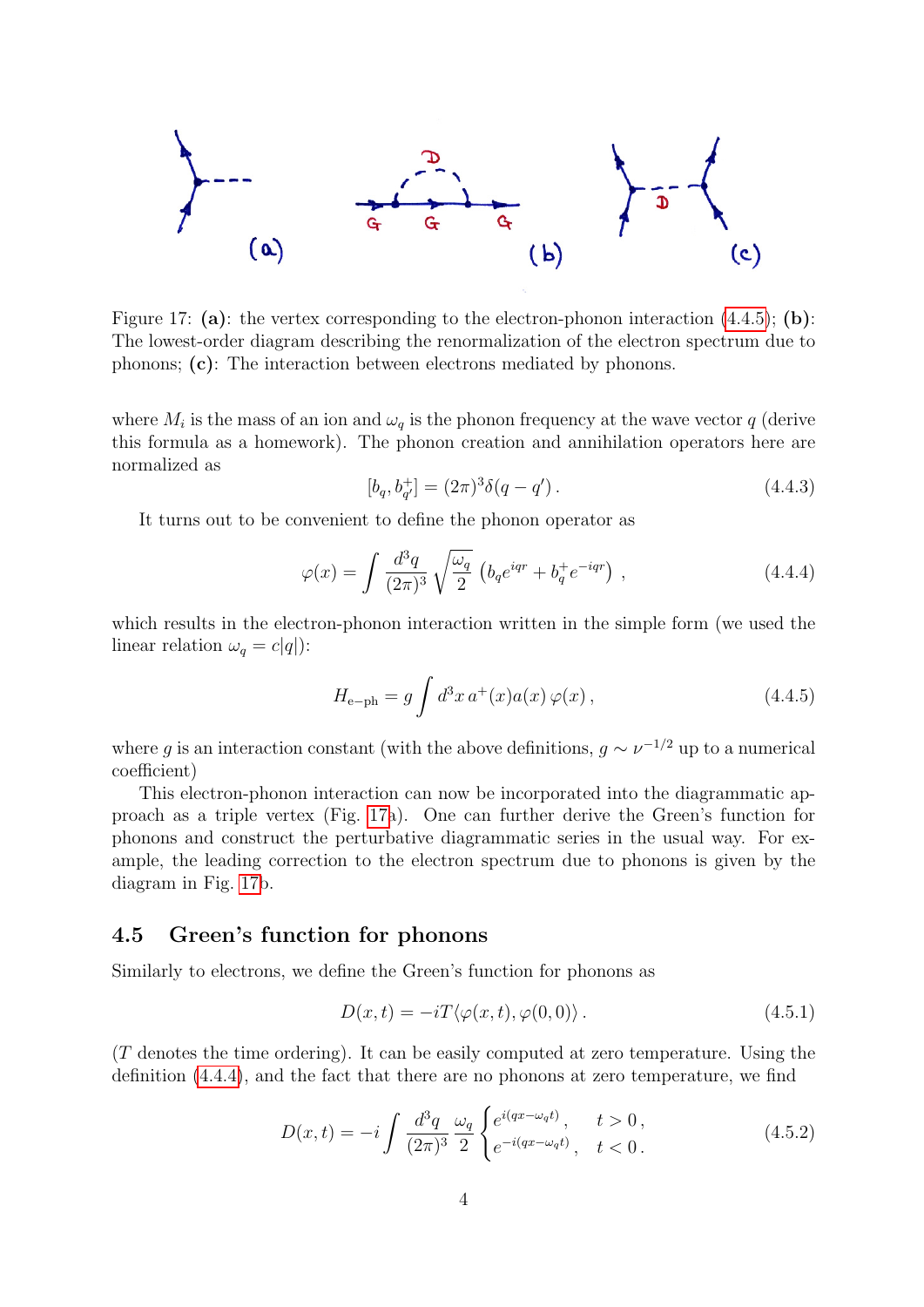Figure 17: **(a)**: the vertex corresponding to the electron-phonon interaction (4.4.5); **(b)**: The lowest-order diagram describing the renormalization of the electron spectrum due to phonons; **(c)**: The interaction between electrons mediated by phonons.

where $M_i$ is the mass of an ion and $\omega_q$ is the phonon frequency at the wave vector $q$ (derive this formula as a homework). The phonon creation and annihilation operators here are normalized as

$$[b_q, b^+_{q'}] = (2\pi)^3 \delta(q - q') \, . \tag{4.4.3}$$

It turns out to be convenient to define the phonon operator as

$$\varphi(x) = \int \frac{d^3 q}{(2\pi)^3} \sqrt{\frac{\omega_q}{2}} \left( b_q e^{iqr} + b^+_q e^{-iqr} \right) \, , \tag{4.4.4}$$

which results in the electron-phonon interaction written in the simple form (we used the linear relation $\omega_q = c|q|$):

$$H_{\rm e-ph} = g \int d^3 x \, a^+(x) a(x) \, \varphi(x) \, , \tag{4.4.5}$$

where $g$ is an interaction constant (with the above definitions, $g \sim \nu^{-1/2}$ up to a numerical coefficient)

This electron-phonon interaction can now be incorporated into the diagrammatic approach as a triple vertex (Fig. 17a). One can further derive the Green's function for phonons and construct the perturbative diagrammatic series in the usual way. For example, the leading correction to the electron spectrum due to phonons is given by the diagram in Fig. 17b.

## 4.5 Green's function for phonons

Similarly to electrons, we define the Green's function for phonons as

$$D(x, t) = -iT \langle \varphi(x, t), \varphi(0, 0) \rangle \, . \tag{4.5.1}$$

($T$ denotes the time ordering). It can be easily computed at zero temperature. Using the definition (4.4.4), and the fact that there are no phonons at zero temperature, we find

$$D(x, t) = -i \int \frac{d^3 q}{(2\pi)^3} \frac{\omega_q}{2} \begin{cases} e^{i(qx - \omega_q t)} \, , & t > 0 \, , \\ e^{-i(qx - \omega_q t)} \, , & t < 0 \, . \end{cases} \tag{4.5.2}$$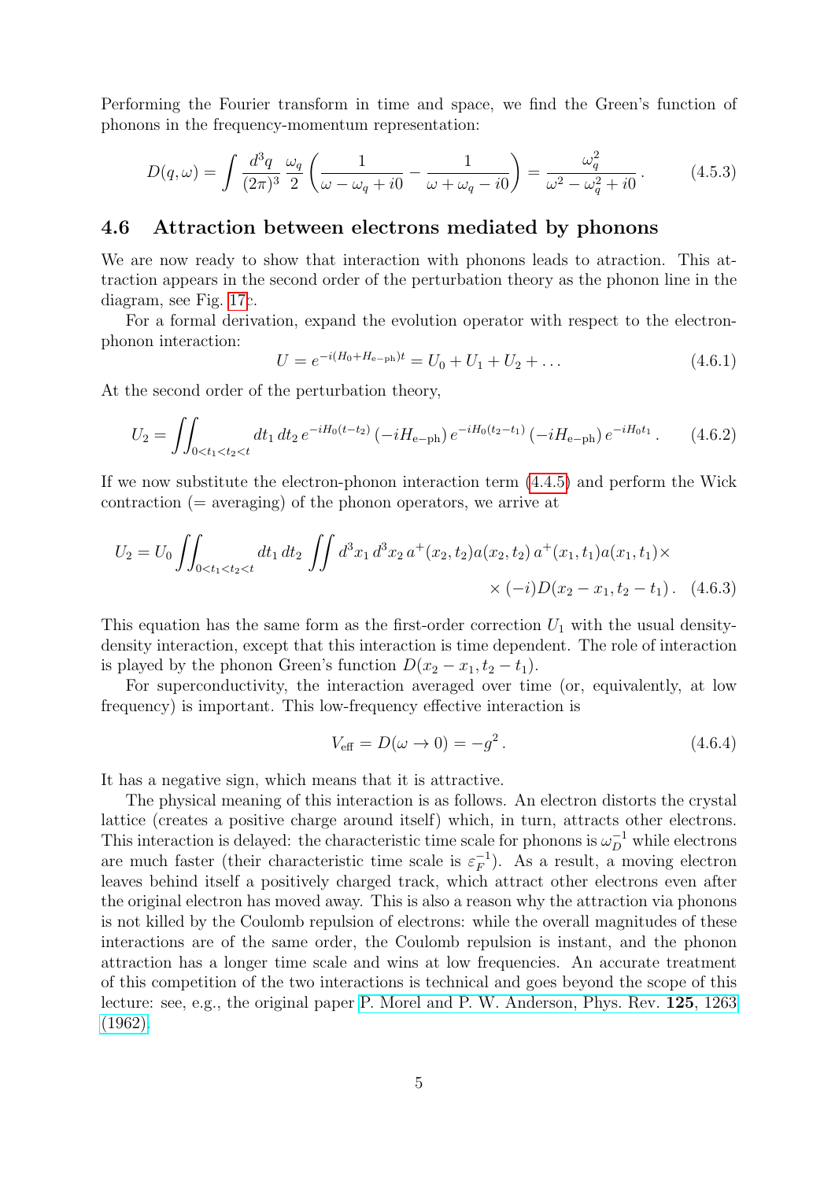Performing the Fourier transform in time and space, we find the Green's function of phonons in the frequency-momentum representation:

$$D(q,\omega) = \int \frac{d^3q}{(2\pi)^3} \, \frac{\omega_q}{2} \left( \frac{1}{\omega - \omega_q + i0} - \frac{1}{\omega + \omega_q - i0} \right) = \frac{\omega_q^2}{\omega^2 - \omega_q^2 + i0} \,. \tag{4.5.3}$$

## 4.6 Attraction between electrons mediated by phonons

We are now ready to show that interaction with phonons leads to atraction. This attraction appears in the second order of the perturbation theory as the phonon line in the diagram, see Fig. 17c.

For a formal derivation, expand the evolution operator with respect to the electron-phonon interaction:

$$U = e^{-i(H_0 + H_{\text{e-ph}})t} = U_0 + U_1 + U_2 + \ldots \tag{4.6.1}$$

At the second order of the perturbation theory,

$$U_2 = \iint_{0<t_1<t_2<t} dt_1 \, dt_2 \, e^{-iH_0(t-t_2)} \, (-iH_{\text{e-ph}}) \, e^{-iH_0(t_2-t_1)} \, (-iH_{\text{e-ph}}) \, e^{-iH_0 t_1} \,. \tag{4.6.2}$$

If we now substitute the electron-phonon interaction term (4.4.5) and perform the Wick contraction (= averaging) of the phonon operators, we arrive at

$$U_2 = U_0 \iint_{0<t_1<t_2<t} dt_1 \, dt_2 \, \iint d^3x_1 \, d^3x_2 \, a^+(x_2,t_2) a(x_2,t_2) \, a^+(x_1,t_1) a(x_1,t_1) \times \\ \times (-i) D(x_2 - x_1, t_2 - t_1) \,. \tag{4.6.3}$$

This equation has the same form as the first-order correction $U_1$ with the usual density-density interaction, except that this interaction is time dependent. The role of interaction is played by the phonon Green's function $D(x_2 - x_1, t_2 - t_1)$.

For superconductivity, the interaction averaged over time (or, equivalently, at low frequency) is important. This low-frequency effective interaction is

$$V_{\text{eff}} = D(\omega \to 0) = -g^2 \,. \tag{4.6.4}$$

It has a negative sign, which means that it is attractive.

The physical meaning of this interaction is as follows. An electron distorts the crystal lattice (creates a positive charge around itself) which, in turn, attracts other electrons. This interaction is delayed: the characteristic time scale for phonons is $\omega_D^{-1}$ while electrons are much faster (their characteristic time scale is $\varepsilon_F^{-1}$). As a result, a moving electron leaves behind itself a positively charged track, which attract other electrons even after the original electron has moved away. This is also a reason why the attraction via phonons is not killed by the Coulomb repulsion of electrons: while the overall magnitudes of these interactions are of the same order, the Coulomb repulsion is instant, and the phonon attraction has a longer time scale and wins at low frequencies. An accurate treatment of this competition of the two interactions is technical and goes beyond the scope of this lecture: see, e.g., the original paper P. Morel and P. W. Anderson, Phys. Rev. **125**, 1263 (1962).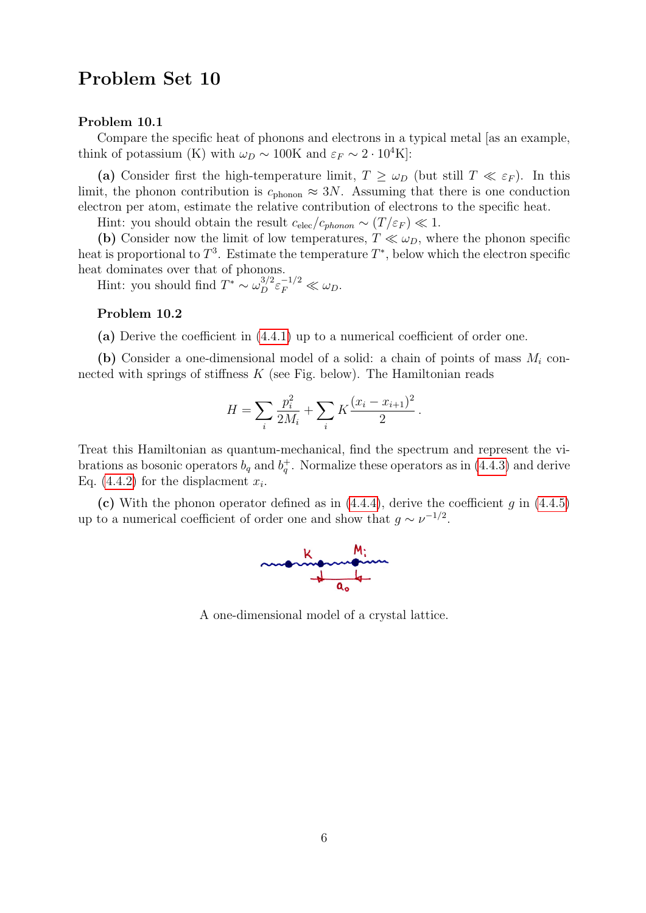# Problem Set 10

### Problem 10.1

Compare the specific heat of phonons and electrons in a typical metal [as an example, think of potassium (K) with $\omega_D \sim 100$K and $\varepsilon_F \sim 2 \cdot 10^4$K]:

**(a)** Consider first the high-temperature limit, $T \geq \omega_D$ (but still $T \ll \varepsilon_F$). In this limit, the phonon contribution is $c_{\text{phonon}} \approx 3N$. Assuming that there is one conduction electron per atom, estimate the relative contribution of electrons to the specific heat.

Hint: you should obtain the result $c_{\text{elec}}/c_{phonon} \sim (T/\varepsilon_F) \ll 1$.

**(b)** Consider now the limit of low temperatures, $T \ll \omega_D$, where the phonon specific heat is proportional to $T^3$. Estimate the temperature $T^*$, below which the electron specific heat dominates over that of phonons.

Hint: you should find $T^* \sim \omega_D^{3/2} \varepsilon_F^{-1/2} \ll \omega_D$.

### Problem 10.2

**(a)** Derive the coefficient in (4.4.1) up to a numerical coefficient of order one.

**(b)** Consider a one-dimensional model of a solid: a chain of points of mass $M_i$ connected with springs of stiffness $K$ (see Fig. below). The Hamiltonian reads

$$H = \sum_i \frac{p_i^2}{2M_i} + \sum_i K\frac{(x_i - x_{i+1})^2}{2}.$$

Treat this Hamiltonian as quantum-mechanical, find the spectrum and represent the vibrations as bosonic operators $b_q$ and $b_q^+$. Normalize these operators as in (4.4.3) and derive Eq. (4.4.2) for the displacment $x_i$.

**(c)** With the phonon operator defined as in (4.4.4), derive the coefficient $g$ in (4.4.5) up to a numerical coefficient of order one and show that $g \sim \nu^{-1/2}$.

K

$M_i$

$a_0$

A one-dimensional model of a crystal lattice.